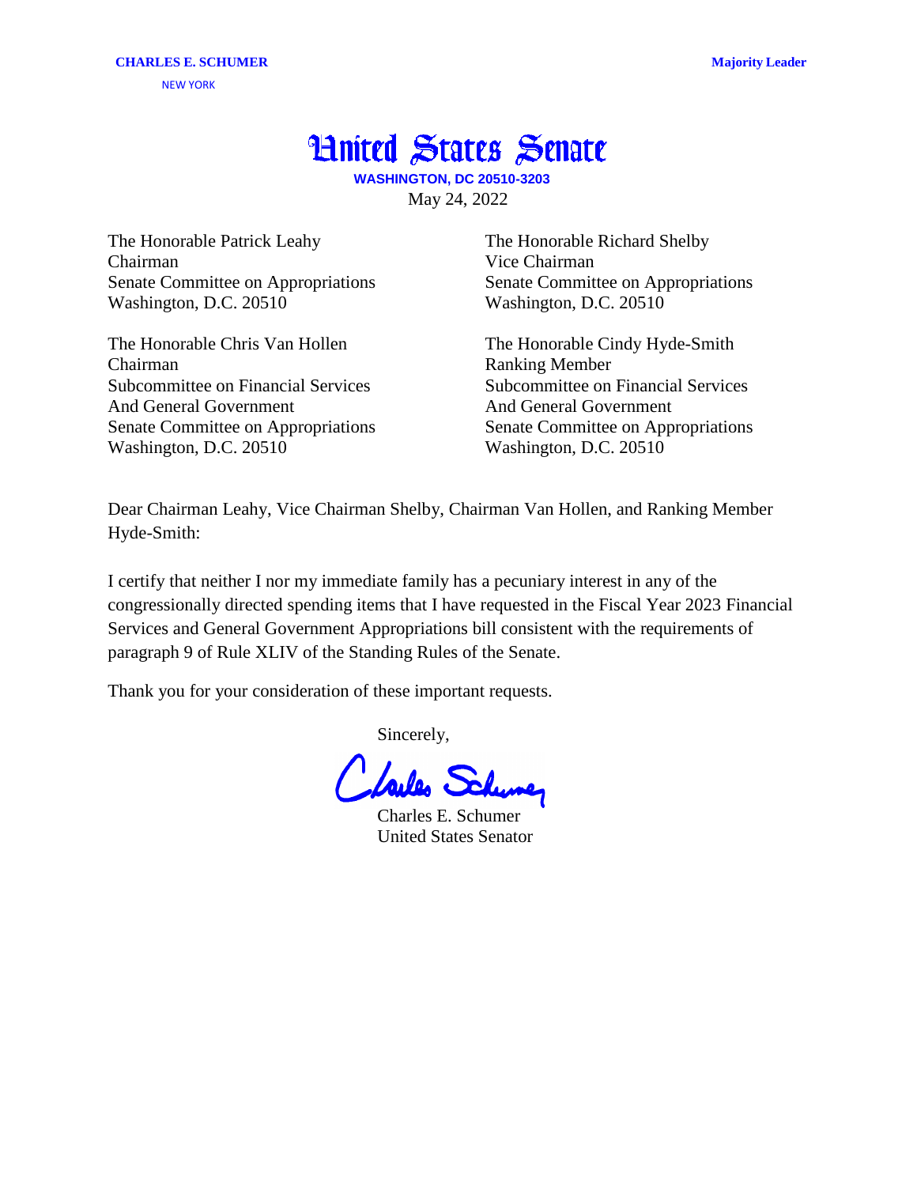**CHARLES E. SCHUMER** **Majority Leader**

NEW YORK

# United States Senate

**WASHINGTON, DC 20510-3203**

May 24, 2022

The Honorable Patrick Leahy
Chairman
Senate Committee on Appropriations
Washington, D.C. 20510

The Honorable Richard Shelby
Vice Chairman
Senate Committee on Appropriations
Washington, D.C. 20510

The Honorable Chris Van Hollen
Chairman
Subcommittee on Financial Services
And General Government
Senate Committee on Appropriations
Washington, D.C. 20510

The Honorable Cindy Hyde-Smith
Ranking Member
Subcommittee on Financial Services
And General Government
Senate Committee on Appropriations
Washington, D.C. 20510

Dear Chairman Leahy, Vice Chairman Shelby, Chairman Van Hollen, and Ranking Member Hyde-Smith:

I certify that neither I nor my immediate family has a pecuniary interest in any of the congressionally directed spending items that I have requested in the Fiscal Year 2023 Financial Services and General Government Appropriations bill consistent with the requirements of paragraph 9 of Rule XLIV of the Standing Rules of the Senate.

Thank you for your consideration of these important requests.

Sincerely,

Charles E. Schumer
United States Senator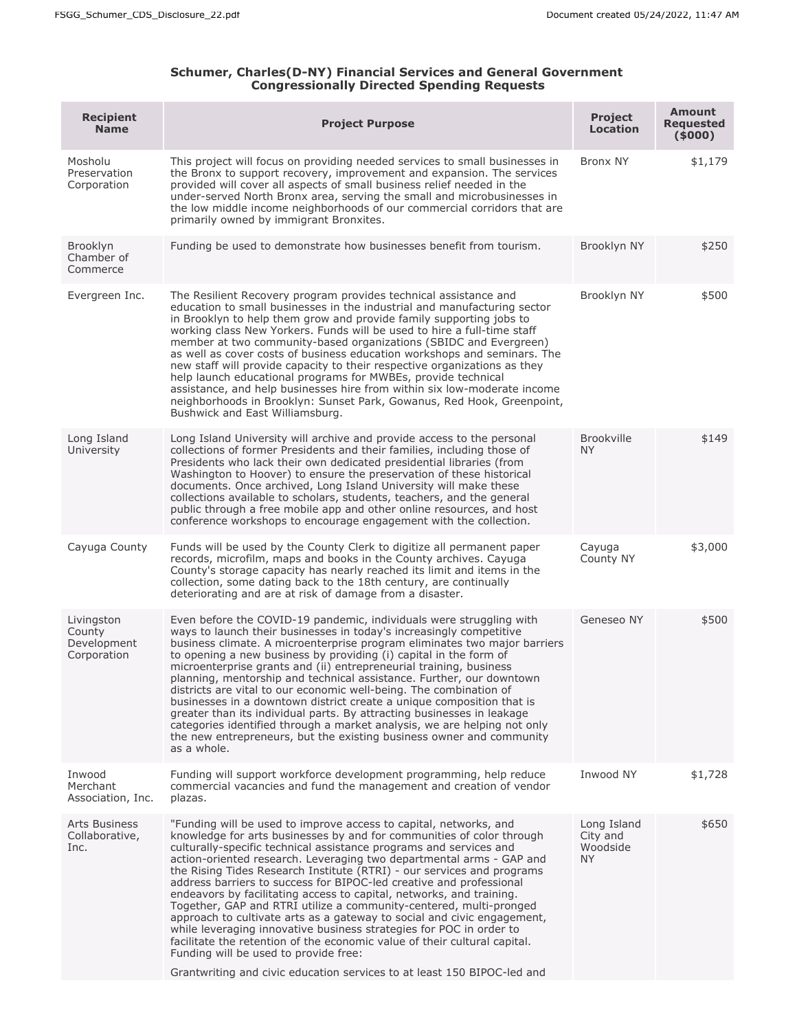### Schumer, Charles(D-NY) Financial Services and General Government Congressionally Directed Spending Requests

| Recipient Name | Project Purpose | Project Location | Amount Requested ($000) |
|---|---|---|---|
| Mosholu Preservation Corporation | This project will focus on providing needed services to small businesses in the Bronx to support recovery, improvement and expansion. The services provided will cover all aspects of small business relief needed in the under-served North Bronx area, serving the small and microbusinesses in the low middle income neighborhoods of our commercial corridors that are primarily owned by immigrant Bronxites. | Bronx NY | $1,179 |
| Brooklyn Chamber of Commerce | Funding be used to demonstrate how businesses benefit from tourism. | Brooklyn NY | $250 |
| Evergreen Inc. | The Resilient Recovery program provides technical assistance and education to small businesses in the industrial and manufacturing sector in Brooklyn to help them grow and provide family supporting jobs to working class New Yorkers. Funds will be used to hire a full-time staff member at two community-based organizations (SBIDC and Evergreen) as well as cover costs of business education workshops and seminars. The new staff will provide capacity to their respective organizations as they help launch educational programs for MWBEs, provide technical assistance, and help businesses hire from within six low-moderate income neighborhoods in Brooklyn: Sunset Park, Gowanus, Red Hook, Greenpoint, Bushwick and East Williamsburg. | Brooklyn NY | $500 |
| Long Island University | Long Island University will archive and provide access to the personal collections of former Presidents and their families, including those of Presidents who lack their own dedicated presidential libraries (from Washington to Hoover) to ensure the preservation of these historical documents. Once archived, Long Island University will make these collections available to scholars, students, teachers, and the general public through a free mobile app and other online resources, and host conference workshops to encourage engagement with the collection. | Brookville NY | $149 |
| Cayuga County | Funds will be used by the County Clerk to digitize all permanent paper records, microfilm, maps and books in the County archives. Cayuga County's storage capacity has nearly reached its limit and items in the collection, some dating back to the 18th century, are continually deteriorating and are at risk of damage from a disaster. | Cayuga County NY | $3,000 |
| Livingston County Development Corporation | Even before the COVID-19 pandemic, individuals were struggling with ways to launch their businesses in today's increasingly competitive business climate. A microenterprise program eliminates two major barriers to opening a new business by providing (i) capital in the form of microenterprise grants and (ii) entrepreneurial training, business planning, mentorship and technical assistance. Further, our downtown districts are vital to our economic well-being. The combination of businesses in a downtown district create a unique composition that is greater than its individual parts. By attracting businesses in leakage categories identified through a market analysis, we are helping not only the new entrepreneurs, but the existing business owner and community as a whole. | Geneseo NY | $500 |
| Inwood Merchant Association, Inc. | Funding will support workforce development programming, help reduce commercial vacancies and fund the management and creation of vendor plazas. | Inwood NY | $1,728 |
| Arts Business Collaborative, Inc. | "Funding will be used to improve access to capital, networks, and knowledge for arts businesses by and for communities of color through culturally-specific technical assistance programs and services and action-oriented research. Leveraging two departmental arms - GAP and the Rising Tides Research Institute (RTRI) - our services and programs address barriers to success for BIPOC-led creative and professional endeavors by facilitating access to capital, networks, and training. Together, GAP and RTRI utilize a community-centered, multi-pronged approach to cultivate arts as a gateway to social and civic engagement, while leveraging innovative business strategies for POC in order to facilitate the retention of the economic value of their cultural capital. Funding will be used to provide free:<br><br>Grantwriting and civic education services to at least 150 BIPOC-led and | Long Island City and Woodside NY | $650 |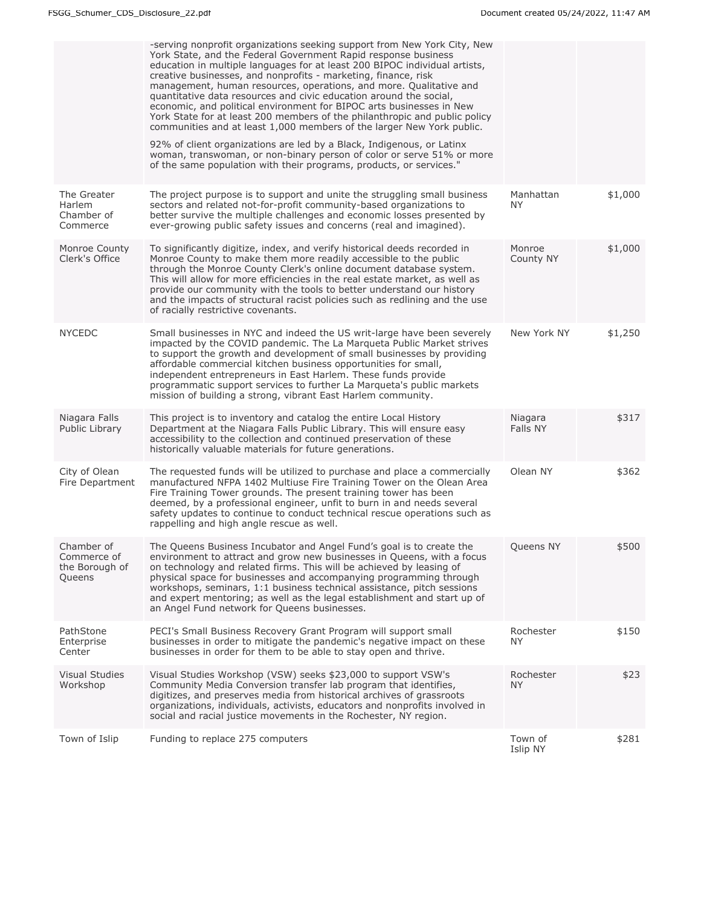| | | | |
|---|---|---|---|
| | -serving nonprofit organizations seeking support from New York City, New York State, and the Federal Government Rapid response business education in multiple languages for at least 200 BIPOC individual artists, creative businesses, and nonprofits - marketing, finance, risk management, human resources, operations, and more. Qualitative and quantitative data resources and civic education around the social, economic, and political environment for BIPOC arts businesses in New York State for at least 200 members of the philanthropic and public policy communities and at least 1,000 members of the larger New York public.<br><br>92% of client organizations are led by a Black, Indigenous, or Latinx woman, transwoman, or non-binary person of color or serve 51% or more of the same population with their programs, products, or services." | | |
| The Greater Harlem Chamber of Commerce | The project purpose is to support and unite the struggling small business sectors and related not-for-profit community-based organizations to better survive the multiple challenges and economic losses presented by ever-growing public safety issues and concerns (real and imagined). | Manhattan NY | $1,000 |
| Monroe County Clerk's Office | To significantly digitize, index, and verify historical deeds recorded in Monroe County to make them more readily accessible to the public through the Monroe County Clerk's online document database system. This will allow for more efficiencies in the real estate market, as well as provide our community with the tools to better understand our history and the impacts of structural racist policies such as redlining and the use of racially restrictive covenants. | Monroe County NY | $1,000 |
| NYCEDC | Small businesses in NYC and indeed the US writ-large have been severely impacted by the COVID pandemic. The La Marqueta Public Market strives to support the growth and development of small businesses by providing affordable commercial kitchen business opportunities for small, independent entrepreneurs in East Harlem. These funds provide programmatic support services to further La Marqueta's public markets mission of building a strong, vibrant East Harlem community. | New York NY | $1,250 |
| Niagara Falls Public Library | This project is to inventory and catalog the entire Local History Department at the Niagara Falls Public Library. This will ensure easy accessibility to the collection and continued preservation of these historically valuable materials for future generations. | Niagara Falls NY | $317 |
| City of Olean Fire Department | The requested funds will be utilized to purchase and place a commercially manufactured NFPA 1402 Multiuse Fire Training Tower on the Olean Area Fire Training Tower grounds. The present training tower has been deemed, by a professional engineer, unfit to burn in and needs several safety updates to continue to conduct technical rescue operations such as rappelling and high angle rescue as well. | Olean NY | $362 |
| Chamber of Commerce of the Borough of Queens | The Queens Business Incubator and Angel Fund's goal is to create the environment to attract and grow new businesses in Queens, with a focus on technology and related firms. This will be achieved by leasing of physical space for businesses and accompanying programming through workshops, seminars, 1:1 business technical assistance, pitch sessions and expert mentoring; as well as the legal establishment and start up of an Angel Fund network for Queens businesses. | Queens NY | $500 |
| PathStone Enterprise Center | PECI's Small Business Recovery Grant Program will support small businesses in order to mitigate the pandemic's negative impact on these businesses in order for them to be able to stay open and thrive. | Rochester NY | $150 |
| Visual Studies Workshop | Visual Studies Workshop (VSW) seeks $23,000 to support VSW's Community Media Conversion transfer lab program that identifies, digitizes, and preserves media from historical archives of grassroots organizations, individuals, activists, educators and nonprofits involved in social and racial justice movements in the Rochester, NY region. | Rochester NY | $23 |
| Town of Islip | Funding to replace 275 computers | Town of Islip NY | $281 |